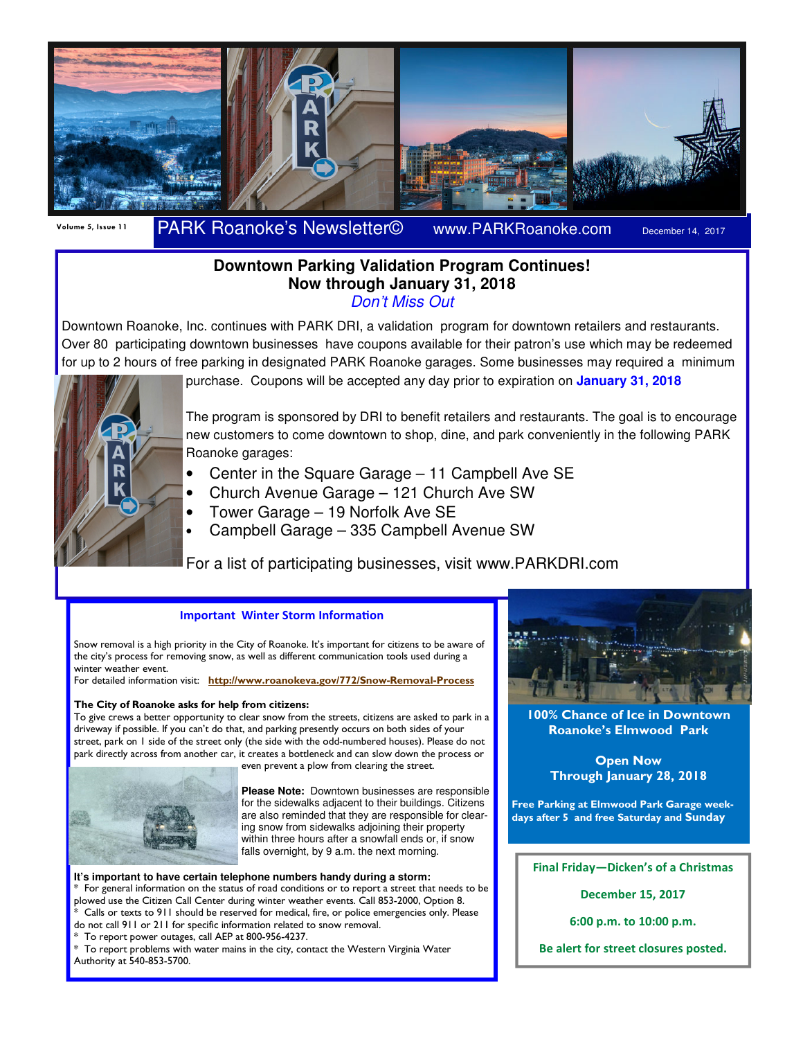Volume 5, Issue 11 — PARK Roanoke's Newsletter© — www.PARKRoanoke.com — December 14, 2017

# Downtown Parking Validation Program Continues!
## Now through January 31, 2018
*Don't Miss Out*

Downtown Roanoke, Inc. continues with PARK DRI, a validation program for downtown retailers and restaurants. Over 80 participating downtown businesses have coupons available for their patron's use which may be redeemed for up to 2 hours of free parking in designated PARK Roanoke garages. Some businesses may required a minimum purchase. Coupons will be accepted any day prior to expiration on **January 31, 2018**

The program is sponsored by DRI to benefit retailers and restaurants. The goal is to encourage new customers to come downtown to shop, dine, and park conveniently in the following PARK Roanoke garages:

- Center in the Square Garage – 11 Campbell Ave SE
- Church Avenue Garage – 121 Church Ave SW
- Tower Garage – 19 Norfolk Ave SE
- Campbell Garage – 335 Campbell Avenue SW

For a list of participating businesses, visit www.PARKDRI.com

## Important Winter Storm Information

Snow removal is a high priority in the City of Roanoke. It's important for citizens to be aware of the city's process for removing snow, as well as different communication tools used during a winter weather event.
For detailed information visit: **http://www.roanokeva.gov/772/Snow-Removal-Process**

**The City of Roanoke asks for help from citizens:**
To give crews a better opportunity to clear snow from the streets, citizens are asked to park in a driveway if possible. If you can't do that, and parking presently occurs on both sides of your street, park on 1 side of the street only (the side with the odd-numbered houses). Please do not park directly across from another car, it creates a bottleneck and can slow down the process or even prevent a plow from clearing the street.

**Please Note:** Downtown businesses are responsible for the sidewalks adjacent to their buildings. Citizens are also reminded that they are responsible for clearing snow from sidewalks adjoining their property within three hours after a snowfall ends or, if snow falls overnight, by 9 a.m. the next morning.

**It's important to have certain telephone numbers handy during a storm:**
* For general information on the status of road conditions or to report a street that needs to be plowed use the Citizen Call Center during winter weather events. Call 853-2000, Option 8.
* Calls or texts to 911 should be reserved for medical, fire, or police emergencies only. Please do not call 911 or 211 for specific information related to snow removal.
* To report power outages, call AEP at 800-956-4237.
* To report problems with water mains in the city, contact the Western Virginia Water Authority at 540-853-5700.

**100% Chance of Ice in Downtown Roanoke's Elmwood Park**

**Open Now Through January 28, 2018**

**Free Parking at Elmwood Park Garage weekdays after 5 and free Saturday and Sunday**

**Final Friday—Dicken's of a Christmas**

**December 15, 2017**

**6:00 p.m. to 10:00 p.m.**

**Be alert for street closures posted.**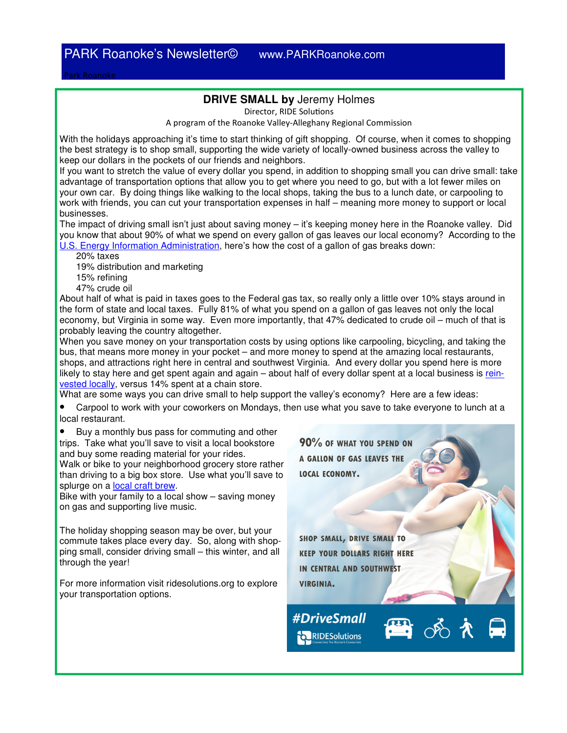PARK Roanoke's Newsletter© www.PARKRoanoke.com

Park Roanoke

## DRIVE SMALL by Jeremy Holmes

Director, RIDE Solutions

A program of the Roanoke Valley-Alleghany Regional Commission

With the holidays approaching it's time to start thinking of gift shopping. Of course, when it comes to shopping the best strategy is to shop small, supporting the wide variety of locally-owned business across the valley to keep our dollars in the pockets of our friends and neighbors.

If you want to stretch the value of every dollar you spend, in addition to shopping small you can drive small: take advantage of transportation options that allow you to get where you need to go, but with a lot fewer miles on your own car. By doing things like walking to the local shops, taking the bus to a lunch date, or carpooling to work with friends, you can cut your transportation expenses in half – meaning more money to support or local businesses.

The impact of driving small isn't just about saving money – it's keeping money here in the Roanoke valley. Did you know that about 90% of what we spend on every gallon of gas leaves our local economy? According to the U.S. Energy Information Administration, here's how the cost of a gallon of gas breaks down:

20% taxes
19% distribution and marketing
15% refining
47% crude oil

About half of what is paid in taxes goes to the Federal gas tax, so really only a little over 10% stays around in the form of state and local taxes. Fully 81% of what you spend on a gallon of gas leaves not only the local economy, but Virginia in some way. Even more importantly, that 47% dedicated to crude oil – much of that is probably leaving the country altogether.

When you save money on your transportation costs by using options like carpooling, bicycling, and taking the bus, that means more money in your pocket – and more money to spend at the amazing local restaurants, shops, and attractions right here in central and southwest Virginia. And every dollar you spend here is more likely to stay here and get spent again and again – about half of every dollar spent at a local business is rein-vested locally, versus 14% spent at a chain store.

What are some ways you can drive small to help support the valley's economy? Here are a few ideas:

- Carpool to work with your coworkers on Mondays, then use what you save to take everyone to lunch at a local restaurant.
- Buy a monthly bus pass for commuting and other trips. Take what you'll save to visit a local bookstore and buy some reading material for your rides.

Walk or bike to your neighborhood grocery store rather than driving to a big box store. Use what you'll save to splurge on a local craft brew.

Bike with your family to a local show – saving money on gas and supporting live music.

The holiday shopping season may be over, but your commute takes place every day. So, along with shop-ping small, consider driving small – this winter, and all through the year!

For more information visit ridesolutions.org to explore your transportation options.

90% OF WHAT YOU SPEND ON A GALLON OF GAS LEAVES THE LOCAL ECONOMY.

SHOP SMALL, DRIVE SMALL TO KEEP YOUR DOLLARS RIGHT HERE IN CENTRAL AND SOUTHWEST VIRGINIA.

#DriveSmall

RIDESolutions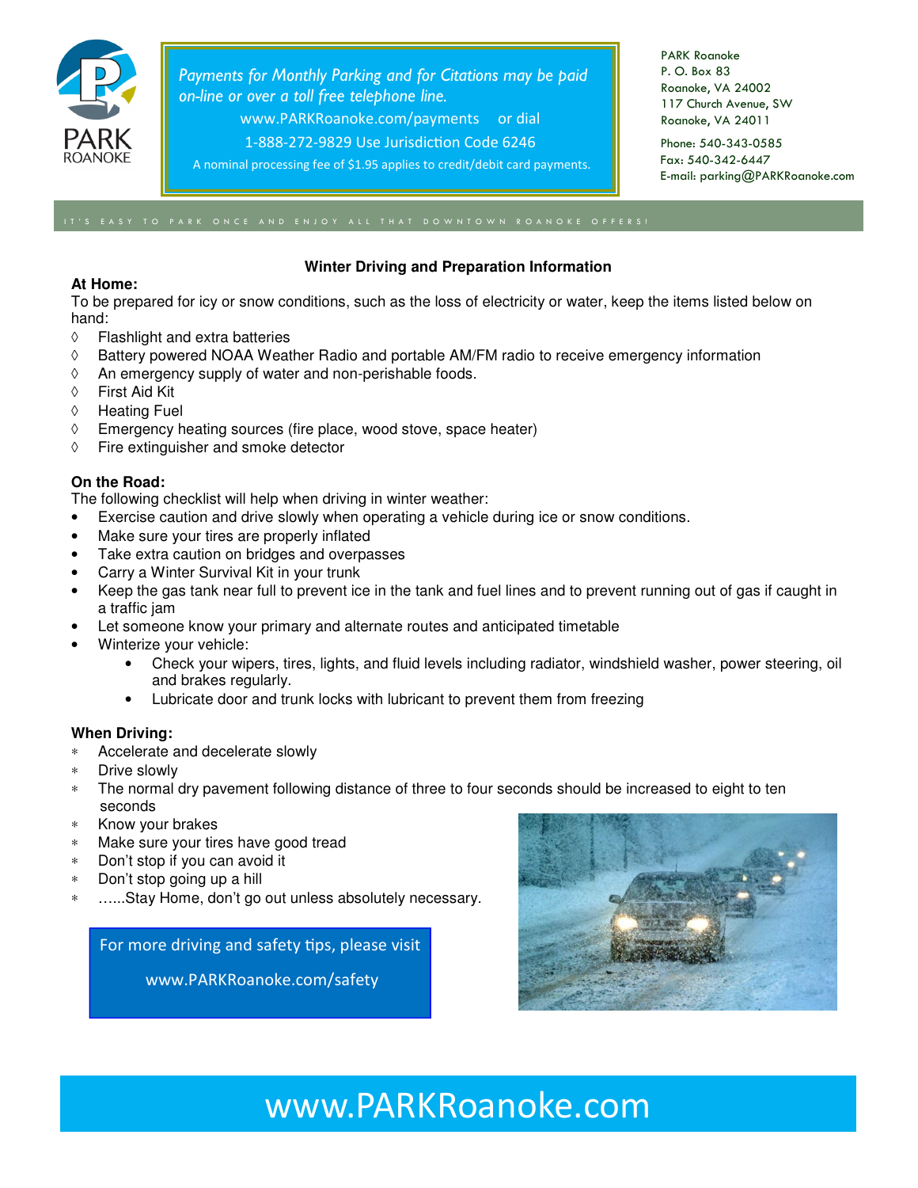PARK ROANOKE

*Payments for Monthly Parking and for Citations may be paid on-line or over a toll free telephone line.*

www.PARKRoanoke.com/payments or dial

1-888-272-9829 Use Jurisdiction Code 6246

A nominal processing fee of $1.95 applies to credit/debit card payments.

PARK Roanoke
P. O. Box 83
Roanoke, VA 24002
117 Church Avenue, SW
Roanoke, VA 24011

Phone: 540-343-0585
Fax: 540-342-6447
E-mail: parking@PARKRoanoke.com

IT'S EASY TO PARK ONCE AND ENJOY ALL THAT DOWNTOWN ROANOKE OFFERS!

## Winter Driving and Preparation Information

### At Home:

To be prepared for icy or snow conditions, such as the loss of electricity or water, keep the items listed below on hand:

- Flashlight and extra batteries
- Battery powered NOAA Weather Radio and portable AM/FM radio to receive emergency information
- An emergency supply of water and non-perishable foods.
- First Aid Kit
- Heating Fuel
- Emergency heating sources (fire place, wood stove, space heater)
- Fire extinguisher and smoke detector

### On the Road:

The following checklist will help when driving in winter weather:

- Exercise caution and drive slowly when operating a vehicle during ice or snow conditions.
- Make sure your tires are properly inflated
- Take extra caution on bridges and overpasses
- Carry a Winter Survival Kit in your trunk
- Keep the gas tank near full to prevent ice in the tank and fuel lines and to prevent running out of gas if caught in a traffic jam
- Let someone know your primary and alternate routes and anticipated timetable
- Winterize your vehicle:
  - Check your wipers, tires, lights, and fluid levels including radiator, windshield washer, power steering, oil and brakes regularly.
  - Lubricate door and trunk locks with lubricant to prevent them from freezing

### When Driving:

- Accelerate and decelerate slowly
- Drive slowly
- The normal dry pavement following distance of three to four seconds should be increased to eight to ten seconds
- Know your brakes
- Make sure your tires have good tread
- Don't stop if you can avoid it
- Don't stop going up a hill
- ......Stay Home, don't go out unless absolutely necessary.

For more driving and safety tips, please visit

www.PARKRoanoke.com/safety

www.PARKRoanoke.com